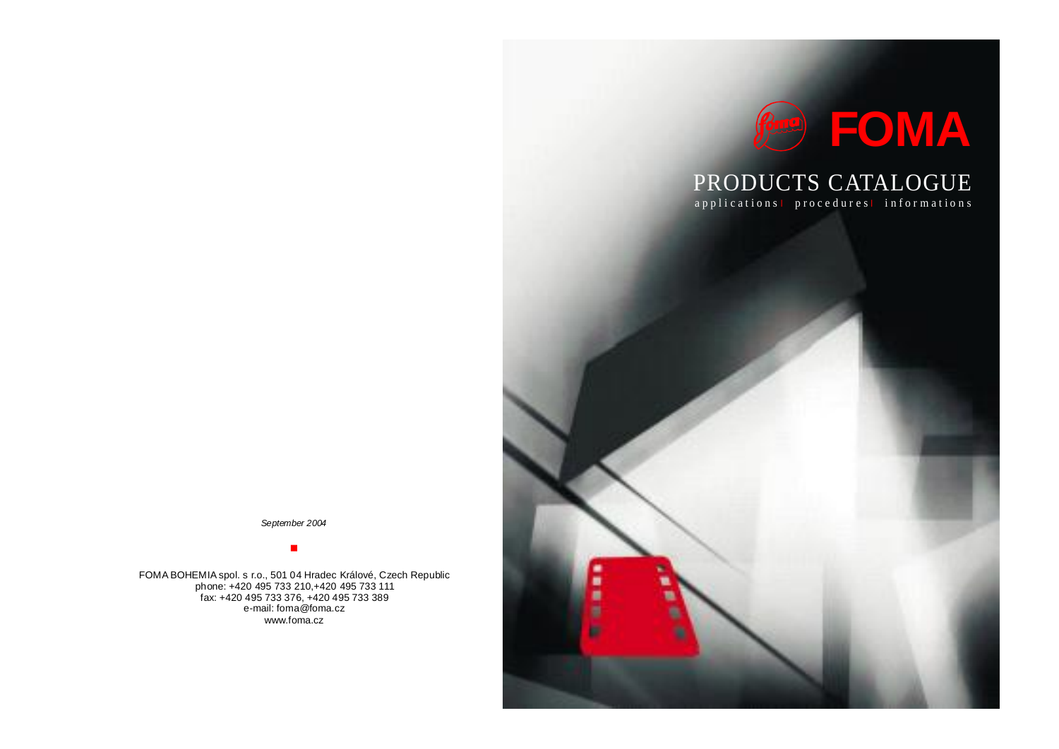# FOMA

## PRODUCTS CATALOGUE

applications | procedures | informations

*September 2004*

FOMA BOHEMIA spol. s r.o., 501 04 Hradec Králové, Czech Republic
phone: +420 495 733 210,+420 495 733 111
fax: +420 495 733 376, +420 495 733 389
e-mail: foma@foma.cz
www.foma.cz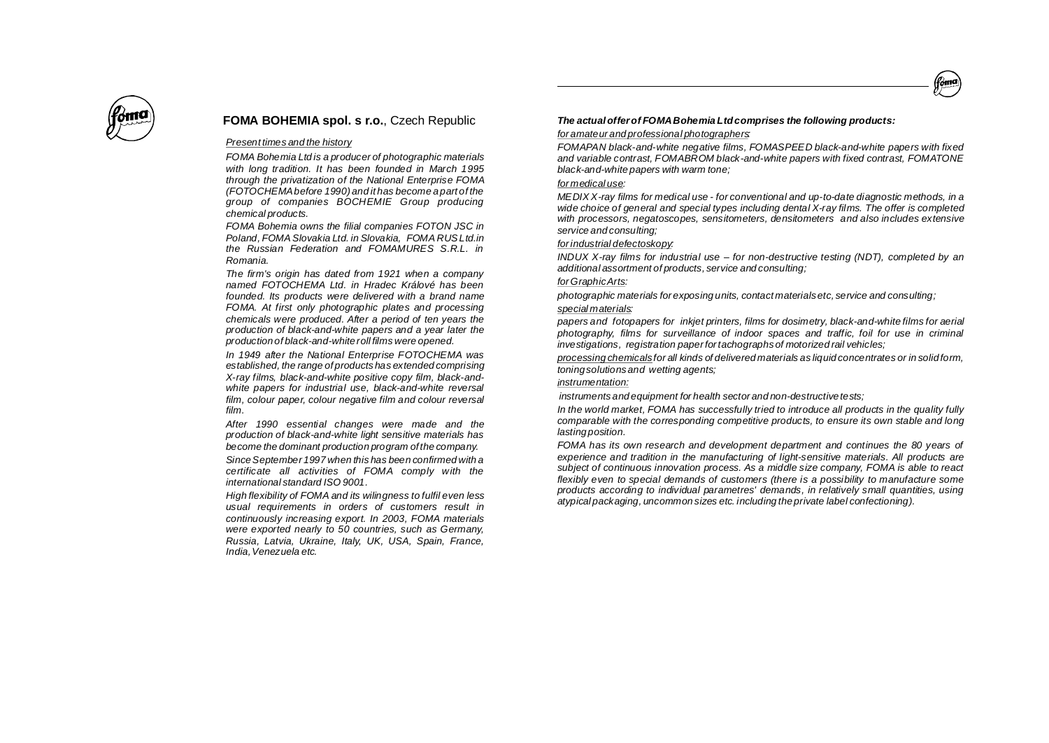## **FOMA BOHEMIA spol. s r.o.**, Czech Republic

*Present times and the history*

*FOMA Bohemia Ltd is a producer of photographic materials with long tradition. It has been founded in March 1995 through the privatization of the National Enterprise FOMA (FOTOCHEMA before 1990) and it has become a part of the group of companies BOCHEMIE Group producing chemical products.*

*FOMA Bohemia owns the filial companies FOTON JSC in Poland, FOMA Slovakia Ltd. in Slovakia, FOMA RUS Ltd.in the Russian Federation and FOMAMURES S.R.L. in Romania.*

*The firm's origin has dated from 1921 when a company named FOTOCHEMA Ltd. in Hradec Králové has been founded. Its products were delivered with a brand name FOMA. At first only photographic plates and processing chemicals were produced. After a period of ten years the production of black-and-white papers and a year later the production of black-and-white roll films were opened.*

*In 1949 after the National Enterprise FOTOCHEMA was established, the range of products has extended comprising X-ray films, black-and-white positive copy film, black-and-white papers for industrial use, black-and-white reversal film, colour paper, colour negative film and colour reversal film.*

*After 1990 essential changes were made and the production of black-and-white light sensitive materials has become the dominant production program of the company.*

*Since September 1997 when this has been confirmed with a certificate all activities of FOMA comply with the international standard ISO 9001.*

*High flexibility of FOMA and its wilingness to fulfil even less usual requirements in orders of customers result in continuously increasing export. In 2003, FOMA materials were exported nearly to 50 countries, such as Germany, Russia, Latvia, Ukraine, Italy, UK, USA, Spain, France, India, Venezuela etc.*

***The actual offer of FOMA Bohemia Ltd comprises the following products:***

*for amateur and professional photographers:*

*FOMAPAN black-and-white negative films, FOMASPEED black-and-white papers with fixed and variable contrast, FOMABROM black-and-white papers with fixed contrast, FOMATONE black-and-white papers with warm tone;*

*for medical use:*

*MEDIX X-ray films for medical use - for conventional and up-to-date diagnostic methods, in a wide choice of general and special types including dental X-ray films. The offer is completed with processors, negatoscopes, sensitometers, densitometers and also includes extensive service and consulting;*

*for industrial defectoskopy:*

*INDUX X-ray films for industrial use – for non-destructive testing (NDT), completed by an additional assortment of products, service and consulting;*

*for Graphic Arts:*

*photographic materials for exposing units, contact materials etc, service and consulting;*

*special materials:*

*papers and fotopapers for inkjet printers, films for dosimetry, black-and-white films for aerial photography, films for surveillance of indoor spaces and traffic, foil for use in criminal investigations, registration paper for tachographs of motorized rail vehicles;*

*processing chemicals for all kinds of delivered materials as liquid concentrates or in solid form, toning solutions and wetting agents;*

*instrumentation:*

*instruments and equipment for health sector and non-destructive tests;*

*In the world market, FOMA has successfully tried to introduce all products in the quality fully comparable with the corresponding competitive products, to ensure its own stable and long lasting position.*

*FOMA has its own research and development department and continues the 80 years of experience and tradition in the manufacturing of light-sensitive materials. All products are subject of continuous innovation process. As a middle size company, FOMA is able to react flexibly even to special demands of customers (there is a possibility to manufacture some products according to individual parametres' demands, in relatively small quantities, using atypical packaging, uncommon sizes etc. including the private label confectioning).*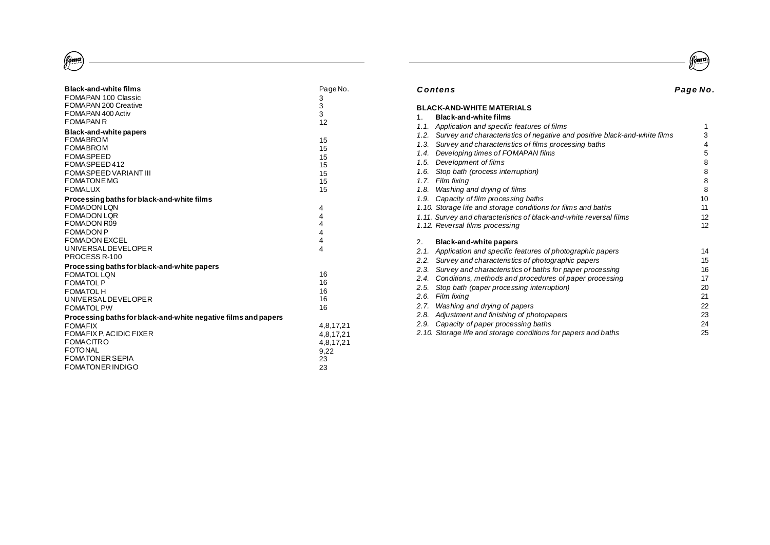| Black-and-white films | Page No. |
|---|---|
| FOMAPAN 100 Classic | 3 |
| FOMAPAN 200 Creative | 3 |
| FOMAPAN 400 Activ | 3 |
| FOMAPAN R | 12 |
| **Black-and-white papers** | |
| FOMABROM | 15 |
| FOMABROM | 15 |
| FOMASPEED | 15 |
| FOMASPEED 412 | 15 |
| FOMASPEED VARIANT III | 15 |
| FOMATONE MG | 15 |
| FOMALUX | 15 |
| **Processing baths for black-and-white films** | |
| FOMADON LQN | 4 |
| FOMADON LQR | 4 |
| FOMADON R09 | 4 |
| FOMADON P | 4 |
| FOMADON EXCEL | 4 |
| UNIVERSAL DEVELOPER | 4 |
| PROCESS R-100 | |
| **Processing baths for black-and-white papers** | |
| FOMATOL LQN | 16 |
| FOMATOL P | 16 |
| FOMATOL H | 16 |
| UNIVERSAL DEVELOPER | 16 |
| FOMATOL PW | 16 |
| **Processing baths for black-and-white negative films and papers** | |
| FOMAFIX | 4,8,17,21 |
| FOMAFIX P, ACIDIC FIXER | 4,8,17,21 |
| FOMACITRO | 4,8,17,21 |
| FOTONAL | 9,22 |
| FOMATONER SEPIA | 23 |
| FOMATONER INDIGO | 23 |

## *Contens*

| | *Page No.* |
|---|---|
| **BLACK-AND-WHITE MATERIALS** | |
| 1. **Black-and-white films** | |
| *1.1. Application and specific features of films* | 1 |
| *1.2. Survey and characteristics of negative and positive black-and-white films* | 3 |
| *1.3. Survey and characteristics of films processing baths* | 4 |
| *1.4. Developing times of FOMAPAN films* | 5 |
| *1.5. Development of films* | 8 |
| *1.6. Stop bath (process interruption)* | 8 |
| *1.7. Film fixing* | 8 |
| *1.8. Washing and drying of films* | 8 |
| *1.9. Capacity of film processing baths* | 10 |
| *1.10. Storage life and storage conditions for films and baths* | 11 |
| *1.11. Survey and characteristics of black-and-white reversal films* | 12 |
| *1.12. Reversal films processing* | 12 |
| 2. **Black-and-white papers** | |
| *2.1. Application and specific features of photographic papers* | 14 |
| *2.2. Survey and characteristics of photographic papers* | 15 |
| *2.3. Survey and characteristics of baths for paper processing* | 16 |
| *2.4. Conditions, methods and procedures of paper processing* | 17 |
| *2.5. Stop bath (paper processing interruption)* | 20 |
| *2.6. Film fixing* | 21 |
| *2.7. Washing and drying of papers* | 22 |
| *2.8. Adjustment and finishing of photopapers* | 23 |
| *2.9. Capacity of paper processing baths* | 24 |
| *2.10. Storage life and storage conditions for papers and baths* | 25 |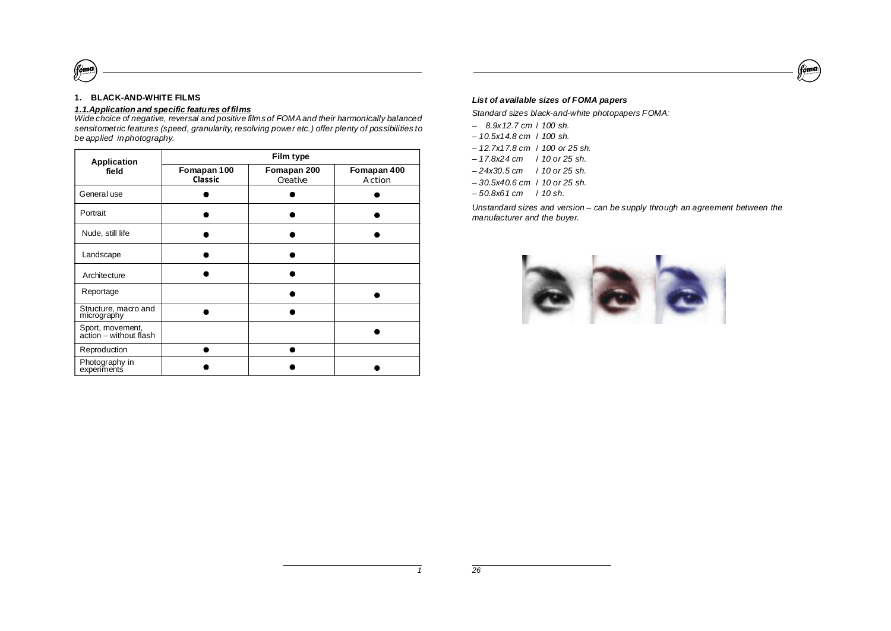## 1. BLACK-AND-WHITE FILMS

### *1.1. Application and specific features of films*

*Wide choice of negative, reversal and positive films of FOMA and their harmonically balanced sensitometric features (speed, granularity, resolving power etc.) offer plenty of possibilities to be applied in photography.*

| Application field | Film type | | |
|---|---|---|---|
| | Fomapan 100 Classic | Fomapan 200 Creative | Fomapan 400 Action |
| General use | ● | ● | ● |
| Portrait | ● | ● | ● |
| Nude, still life | ● | ● | ● |
| Landscape | ● | ● | |
| Architecture | ● | ● | |
| Reportage | | ● | ● |
| Structure, macro and micrography | ● | ● | |
| Sport, movement, action – without flash | | | ● |
| Reproduction | ● | ● | |
| Photography in experiments | ● | ● | ● |

### *List of available sizes of FOMA papers*

*Standard sizes black-and-white photopapers FOMA:*

- *8.9x12.7 cm / 100 sh.*
- *10.5x14.8 cm / 100 sh.*
- *12.7x17.8 cm / 100 or 25 sh.*
- *17.8x24 cm / 10 or 25 sh.*
- *24x30.5 cm / 10 or 25 sh.*
- *30.5x40.6 cm / 10 or 25 sh.*
- *50.8x61 cm / 10 sh.*

*Unstandard sizes and version – can be supply through an agreement between the manufacturer and the buyer.*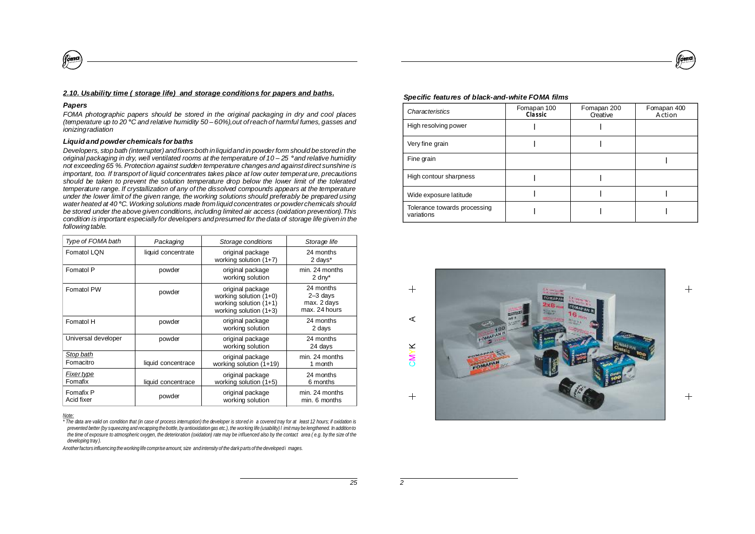## 2.10. Usability time ( storage life) and storage conditions for papers and baths.

### Papers

*FOMA photographic papers should be stored in the original packaging in dry and cool places (temperature up to 20 °C and relative humidity 50 – 60%),out of reach of harmful fumes, gasses and ionizing radiation*

### Liquid and powder chemicals for baths

*Developers, stop bath (interrupter) and fixers both in liquid and in powder form should be stored in the original packaging in dry, well ventilated rooms at the temperature of 10 – 25 ° and relative humidity not exceeding 65 %. Protection against sudden temperature changes and against direct sunshine is important, too. If transport of liquid concentrates takes place at low outer temperat ure, precautions should be taken to prevent the solution temperature drop below the lower limit of the tolerated temperature range. If crystallization of any of the dissolved compounds appears at the temperature under the lower limit of the given range, the working solutions should preferably be prepared using water heated at 40 °C. Working solutions made from liquid concentrates or powder chemicals should be stored under the above given conditions, including limited air access (oxidation prevention).This condition is important especially for developers and presumed for the data of storage life given in the following table.*

| Type of FOMA bath | Packaging | Storage conditions | Storage life |
|---|---|---|---|
| Fomatol LQN | liquid concentrate | original package<br>working solution (1+7) | 24 months<br>2 days* |
| Fomatol P | powder | original package<br>working solution | min. 24 months<br>2 dny* |
| Fomatol PW | powder | original package<br>working solution (1+0)<br>working solution (1+1)<br>working solution (1+3) | 24 months<br>2–3 days<br>max. 2 days<br>max. 24 hours |
| Fomatol H | powder | original package<br>working solution | 24 months<br>2 days |
| Universal developer | powder | original package<br>working solution | 24 months<br>24 days |
| *Stop bath*<br>Fomacitro | liquid concentrace | original package<br>working solution (1+19) | min. 24 months<br>1 month |
| *Fixer type*<br>Fomafix | liquid concentrace | original package<br>working solution (1+5) | 24 months<br>6 months |
| Fomafix P<br>Acid fixer | powder | original package<br>working solution | min. 24 months<br>min. 6 months |

*Note:*

*\* The data are valid on condition that (in case of process interruption) the developer is stored in a covered tray for at least 12 hours; if oxidation is prevented better (by squeezing and recapping the bottle, by antioxidation gas etc.), the working life (usability) l imit may be lengthened. In addition to the time of exposure to atmospheric oxygen, the deterioration (oxidation) rate may be influenced also by the contact area ( e.g. by the size of the developing tray ).*

*Another factors influencing the working life comprise amount, size and intensity of the dark parts of the developed i mages.*

### Specific features of black-and-white FOMA films

| Characteristics | Fomapan 100 Classic | Fomapan 200 Creative | Fomapan 400 Action |
|---|---|---|---|
| High resolving power | I | I | |
| Very fine grain | I | I | |
| Fine grain | | | I |
| High contour sharpness | I | I | |
| Wide exposure latitude | I | I | I |
| Tolerance towards processing variations | I | I | I |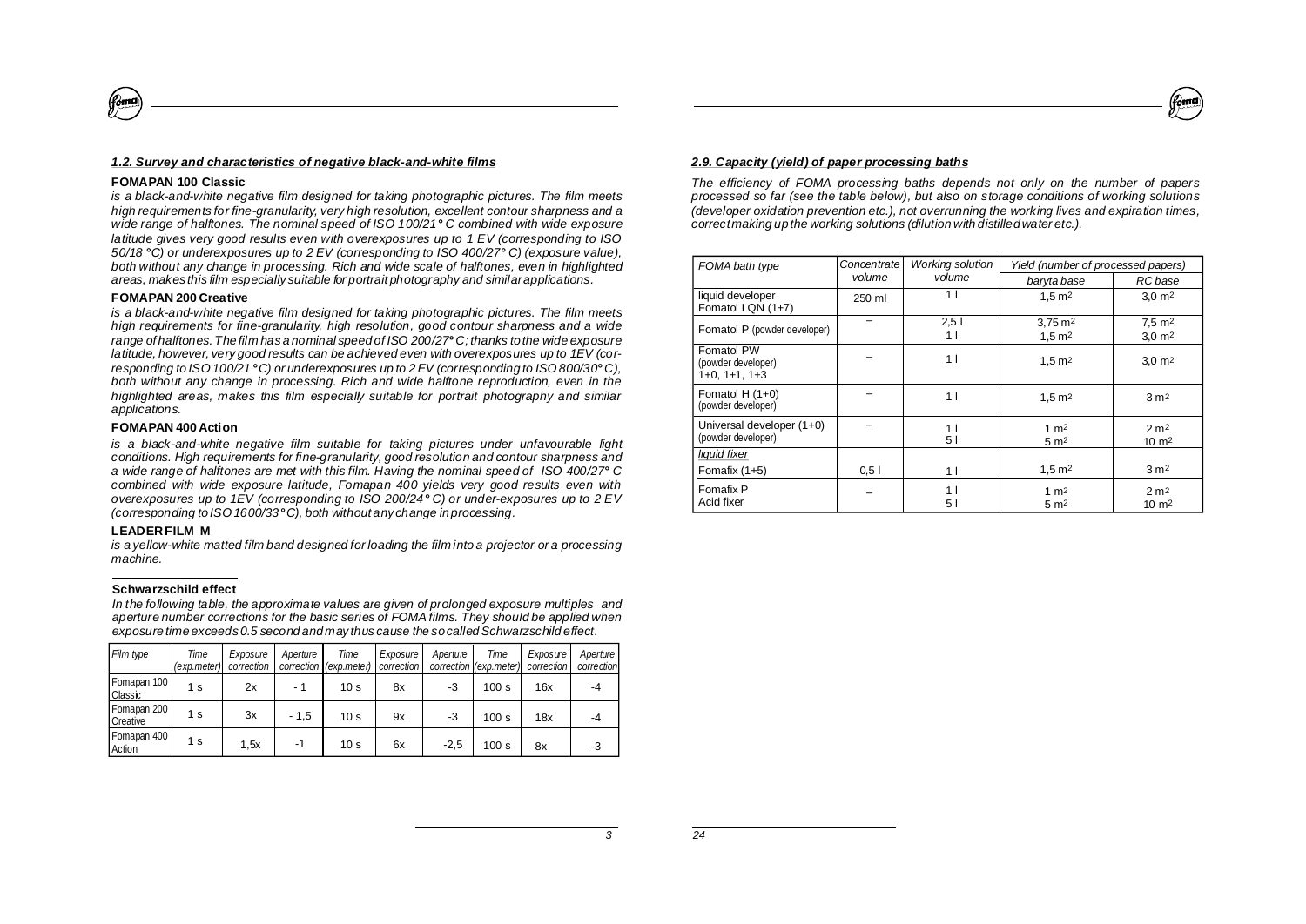### *1.2. Survey and characteristics of negative black-and-white films*

**FOMAPAN 100 Classic**

*is a black-and-white negative film designed for taking photographic pictures. The film meets high requirements for fine-granularity, very high resolution, excellent contour sharpness and a wide range of halftones. The nominal speed of ISO 100/21° C combined with wide exposure latitude gives very good results even with overexposures up to 1 EV (corresponding to ISO 50/18 °C) or underexposures up to 2 EV (corresponding to ISO 400/27° C) (exposure value), both without any change in processing. Rich and wide scale of halftones, even in highlighted areas, makes this film especially suitable for portrait photography and similar applications.*

**FOMAPAN 200 Creative**

*is a black-and-white negative film designed for taking photographic pictures. The film meets high requirements for fine-granularity, high resolution, good contour sharpness and a wide range of halftones. The film has a nominal speed of ISO 200/27° C; thanks to the wide exposure latitude, however, very good results can be achieved even with overexposures up to 1EV (corresponding to ISO 100/21 °C) or underexposures up to 2 EV (corresponding to ISO 800/30° C), both without any change in processing. Rich and wide halftone reproduction, even in the highlighted areas, makes this film especially suitable for portrait photography and similar applications.*

**FOMAPAN 400 Action**

*is a black-and-white negative film suitable for taking pictures under unfavourable light conditions. High requirements for fine-granularity, good resolution and contour sharpness and a wide range of halftones are met with this film. Having the nominal speed of ISO 400/27° C combined with wide exposure latitude, Fomapan 400 yields very good results even with overexposures up to 1EV (corresponding to ISO 200/24° C) or under-exposures up to 2 EV (corresponding to ISO 1600/33° C), both without any change in processing.*

**LEADER FILM M**

*is a yellow-white matted film band designed for loading the film into a projector or a processing machine.*

**Schwarzschild effect**

*In the following table, the approximate values are given of prolonged exposure multiples and aperture number corrections for the basic series of FOMA films. They should be applied when exposure time exceeds 0.5 second and may thus cause the so called Schwarzschild effect.*

| Film type | Time (exp.meter) | Exposure correction | Aperture correction | Time (exp.meter) | Exposure correction | Aperture correction | Time (exp.meter) | Exposure correction | Aperture correction |
|---|---|---|---|---|---|---|---|---|---|
| Fomapan 100 Classic | 1 s | 2x | - 1 | 10 s | 8x | -3 | 100 s | 16x | -4 |
| Fomapan 200 Creative | 1 s | 3x | - 1,5 | 10 s | 9x | -3 | 100 s | 18x | -4 |
| Fomapan 400 Action | 1 s | 1,5x | -1 | 10 s | 6x | -2,5 | 100 s | 8x | -3 |

### *2.9. Capacity (yield) of paper processing baths*

*The efficiency of FOMA processing baths depends not only on the number of papers processed so far (see the table below), but also on storage conditions of working solutions (developer oxidation prevention etc.), not overrunning the working lives and expiration times, correct making up the working solutions (dilution with distilled water etc.).*

| FOMA bath type | Concentrate volume | Working solution volume | Yield (number of processed papers) | |
|---|---|---|---|---|
| | | | baryta base | RC base |
| liquid developer Fomatol LQN (1+7) | 250 ml | 1 l | 1,5 m² | 3,0 m² |
| Fomatol P (powder developer) | – | 2,5 l<br>1 l | 3,75 m²<br>1,5 m² | 7,5 m²<br>3,0 m² |
| Fomatol PW (powder developer) 1+0, 1+1, 1+3 | – | 1 l | 1,5 m² | 3,0 m² |
| Fomatol H (1+0) (powder developer) | – | 1 l | 1,5 m² | 3 m² |
| Universal developer (1+0) (powder developer) | – | 1 l<br>5 l | 1 m²<br>5 m² | 2 m²<br>10 m² |
| *liquid fixer* | | | | |
| Fomafix (1+5) | 0,5 l | 1 l | 1,5 m² | 3 m² |
| Fomafix P Acid fixer | – | 1 l<br>5 l | 1 m²<br>5 m² | 2 m²<br>10 m² |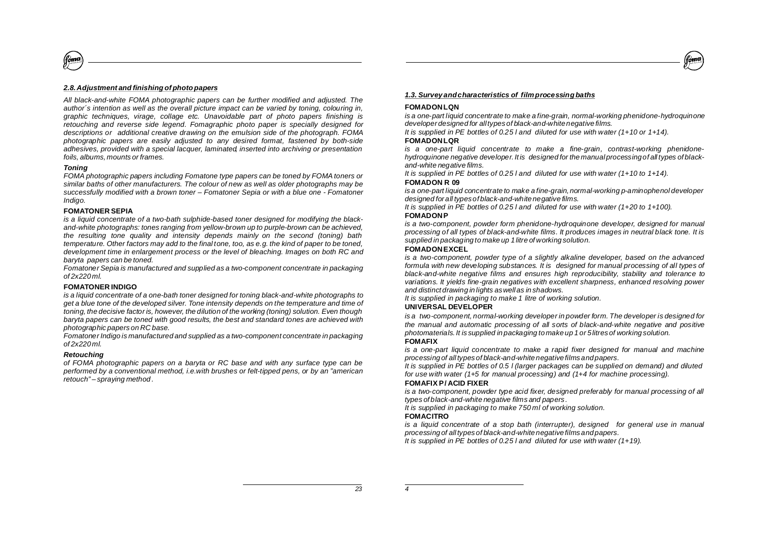### *2.8. Adjustment and finishing of photo papers*

*All black-and-white FOMA photographic papers can be further modified and adjusted. The author´s intention as well as the overall picture impact can be varied by toning, colouring in, graphic techniques, virage, collage etc. Unavoidable part of photo papers finishing is retouching and reverse side legend. Fomagraphic photo paper is specially designed for descriptions or additional creative drawing on the emulsion side of the photograph. FOMA photographic papers are easily adjusted to any desired format, fastened by both-side adhesives, provided with a special lacquer, laminated, inserted into archiving or presentation foils, albums, mounts or frames.*

#### *Toning*

*FOMA photographic papers including Fomatone type papers can be toned by FOMA toners or similar baths of other manufacturers. The colour of new as well as older photographs may be successfully modified with a brown toner – Fomatoner Sepia or with a blue one - Fomatoner Indigo.*

**FOMATONER SEPIA**

*is a liquid concentrate of a two-bath sulphide-based toner designed for modifying the black-and-white photographs: tones ranging from yellow-brown up to purple-brown can be achieved, the resulting tone quality and intensity depends mainly on the second (toning) bath temperature. Other factors may add to the final tone, too, as e.g. the kind of paper to be toned, development time in enlargement process or the level of bleaching. Images on both RC and baryta papers can be toned.*

*Fomatoner Sepia is manufactured and supplied as a two-component concentrate in packaging of 2x220 ml.*

**FOMATONER INDIGO**

*is a liquid concentrate of a one-bath toner designed for toning black-and-white photographs to get a blue tone of the developed silver. Tone intensity depends on the temperature and time of toning, the decisive factor is, however, the dilution of the working (toning) solution. Even though baryta papers can be toned with good results, the best and standard tones are achieved with photographic papers on RC base.*

*Fomatoner Indigo is manufactured and supplied as a two-component concentrate in packaging of 2x220 ml.*

#### *Retouching*

*of FOMA photographic papers on a baryta or RC base and with any surface type can be performed by a conventional method, i.e.with brushes or felt-tipped pens, or by an "american retouch" – spraying method.*

### *1.3. Survey and characteristics of film processing baths*

**FOMADON LQN**

*is a one-part liquid concentrate to make a fine-grain, normal-working phenidone-hydroquinone developer designed for all types of black-and-white negative films.*

*It is supplied in PE bottles of 0.25 l and diluted for use with water (1+10 or 1+14).*

**FOMADON LQR**

*is a one-part liquid concentrate to make a fine-grain, contrast-working phenidone-hydroquinone negative developer. It is designed for the manual processing of all types of black-and-white negative films.*

*It is supplied in PE bottles of 0.25 l and diluted for use with water (1+10 to 1+14).*

**FOMADON R 09**

*is a one-part liquid concentrate to make a fine-grain, normal-working p-aminophenol developer designed for all types of black-and-white negative films.*

*It is supplied in PE bottles of 0.25 l and diluted for use with water (1+20 to 1+100).*

**FOMADON P**

*is a two-component, powder form phenidone-hydroquinone developer, designed for manual processing of all types of black-and-white films. It produces images in neutral black tone. It is supplied in packaging to make up 1 litre of working solution.*

**FOMADON EXCEL**

*is a two-component, powder type of a slightly alkaline developer, based on the advanced formula with new developing substances. It is designed for manual processing of all types of black-and-white negative films and ensures high reproducibility, stability and tolerance to variations. It yields fine-grain negatives with excellent sharpness, enhanced resolving power and distinct drawing in lights as well as in shadows.*

*It is supplied in packaging to make 1 litre of working solution.*

**UNIVERSAL DEVELOPER**

*is a two-component, normal-working developer in powder form. The developer is designed for the manual and automatic processing of all sorts of black-and-white negative and positive photomaterials. It is supplied in packaging to make up 1 or 5 litres of working solution.*

**FOMAFIX**

*is a one-part liquid concentrate to make a rapid fixer designed for manual and machine processing of all types of black-and-white negative films and papers.*

*It is supplied in PE bottles of 0.5 l (larger packages can be supplied on demand) and diluted for use with water (1+5 for manual processing) and (1+4 for machine processing).*

**FOMAFIX P / ACID FIXER**

*is a two-component, powder type acid fixer, designed preferably for manual processing of all types of black-and-white negative films and papers.*

*It is supplied in packaging to make 750 ml of working solution.*

**FOMACITRO**

*is a liquid concentrate of a stop bath (interrupter), designed for general use in manual processing of all types of black-and-white negative films and papers.*

*It is supplied in PE bottles of 0.25 l and diluted for use with water (1+19).*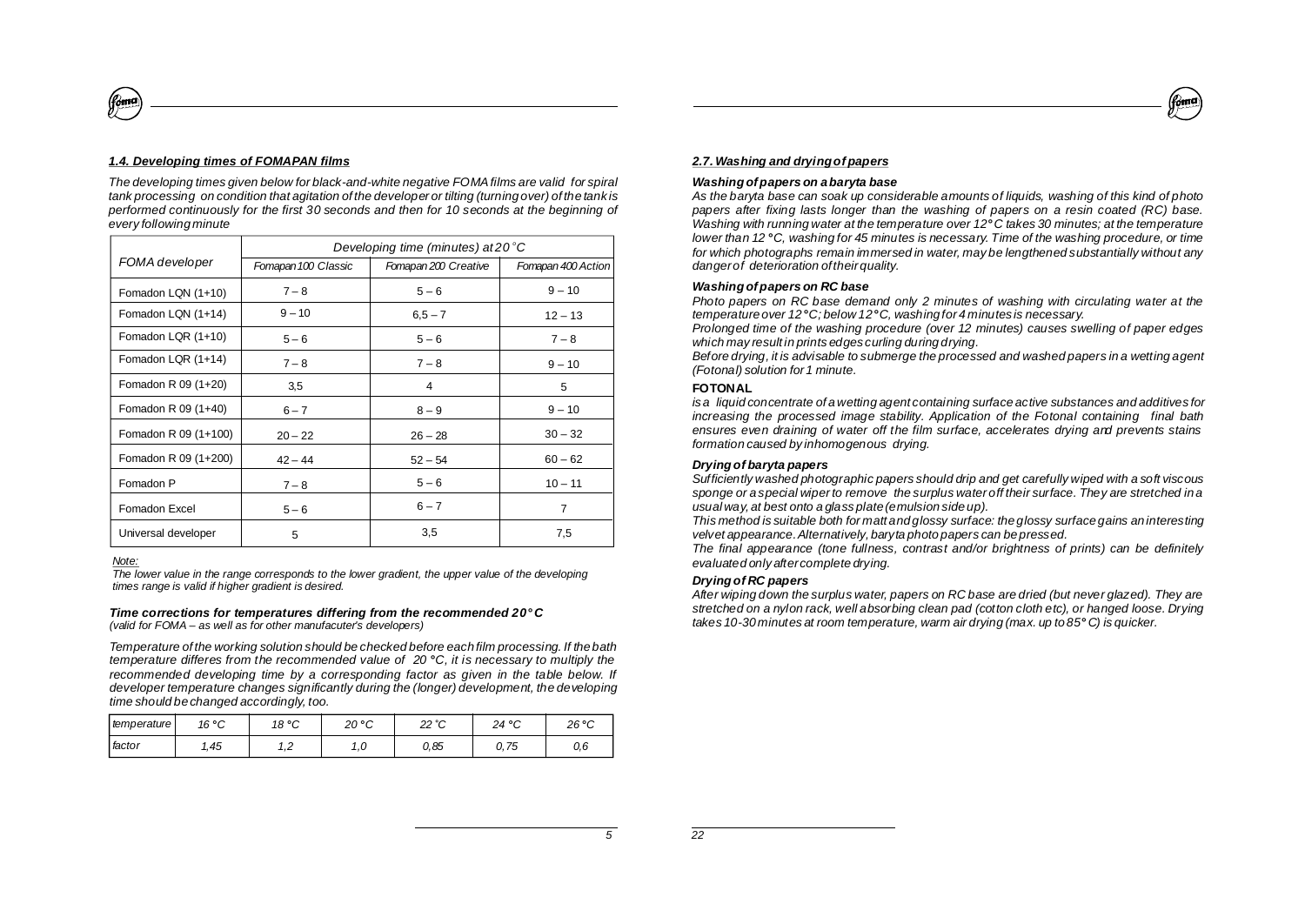### *1.4. Developing times of FOMAPAN films*

*The developing times given below for black-and-white negative FOMA films are valid for spiral tank processing on condition that agitation of the developer or tilting (turning over) of the tank is performed continuously for the first 30 seconds and then for 10 seconds at the beginning of every following minute*

| FOMA developer | Developing time (minutes) at 20 °C | | |
|---|---|---|---|
| | Fomapan 100 Classic | Fomapan 200 Creative | Fomapan 400 Action |
| Fomadon LQN (1+10) | 7 – 8 | 5 – 6 | 9 – 10 |
| Fomadon LQN (1+14) | 9 – 10 | 6,5 – 7 | 12 – 13 |
| Fomadon LQR (1+10) | 5 – 6 | 5 – 6 | 7 – 8 |
| Fomadon LQR (1+14) | 7 – 8 | 7 – 8 | 9 – 10 |
| Fomadon R 09 (1+20) | 3,5 | 4 | 5 |
| Fomadon R 09 (1+40) | 6 – 7 | 8 – 9 | 9 – 10 |
| Fomadon R 09 (1+100) | 20 – 22 | 26 – 28 | 30 – 32 |
| Fomadon R 09 (1+200) | 42 – 44 | 52 – 54 | 60 – 62 |
| Fomadon P | 7 – 8 | 5 – 6 | 10 – 11 |
| Fomadon Excel | 5 – 6 | 6 – 7 | 7 |
| Universal developer | 5 | 3,5 | 7,5 |

*Note:*
*The lower value in the range corresponds to the lower gradient, the upper value of the developing times range is valid if higher gradient is desired.*

***Time corrections for temperatures differing from the recommended 20° C***
*(valid for FOMA – as well as for other manufacuter's developers)*

*Temperature of the working solution should be checked before each film processing. If the bath temperature differes from the recommended value of 20 °C, it is necessary to multiply the recommended developing time by a corresponding factor as given in the table below. If developer temperature changes significantly during the (longer) development, the developing time should be changed accordingly, too.*

| *temperature* | *16 °C* | *18 °C* | *20 °C* | *22 °C* | *24 °C* | *26 °C* |
|---|---|---|---|---|---|---|
| *factor* | *1,45* | *1,2* | *1,0* | *0,85* | *0,75* | *0,6* |

### *2.7. Washing and drying of papers*

***Washing of papers on a baryta base***

*As the baryta base can soak up considerable amounts of liquids, washing of this kind of photo papers after fixing lasts longer than the washing of papers on a resin coated (RC) base. Washing with running water at the temperature over 12° C takes 30 minutes; at the temperature lower than 12 °C, washing for 45 minutes is necessary. Time of the washing procedure, or time for which photographs remain immersed in water, may be lengthened substantially without any danger of deterioration of their quality.*

***Washing of papers on RC base***

*Photo papers on RC base demand only 2 minutes of washing with circulating water at the temperature over 12°C; below 12°C, washing for 4 minutes is necessary.*

*Prolonged time of the washing procedure (over 12 minutes) causes swelling of paper edges which may result in prints edges curling during drying.*

*Before drying, it is advisable to submerge the processed and washed papers in a wetting agent (Fotonal) solution for 1 minute.*

**FOTONAL**

*is a liquid concentrate of a wetting agent containing surface active substances and additives for increasing the processed image stability. Application of the Fotonal containing final bath ensures even draining of water off the film surface, accelerates drying and prevents stains formation caused by inhomogenous drying.*

***Drying of baryta papers***

*Sufficiently washed photographic papers should drip and get carefully wiped with a soft viscous sponge or a special wiper to remove the surplus water off their surface. They are stretched in a usual way, at best onto a glass plate (emulsion side up).*

*This method is suitable both for matt and glossy surface: the glossy surface gains an interesting velvet appearance. Alternatively, baryta photo papers can be pressed.*

*The final appearance (tone fullness, contrast and/or brightness of prints) can be definitely evaluated only after complete drying.*

***Drying of RC papers***

*After wiping down the surplus water, papers on RC base are dried (but never glazed). They are stretched on a nylon rack, well absorbing clean pad (cotton cloth etc), or hanged loose. Drying takes 10-30 minutes at room temperature, warm air drying (max. up to 85° C) is quicker.*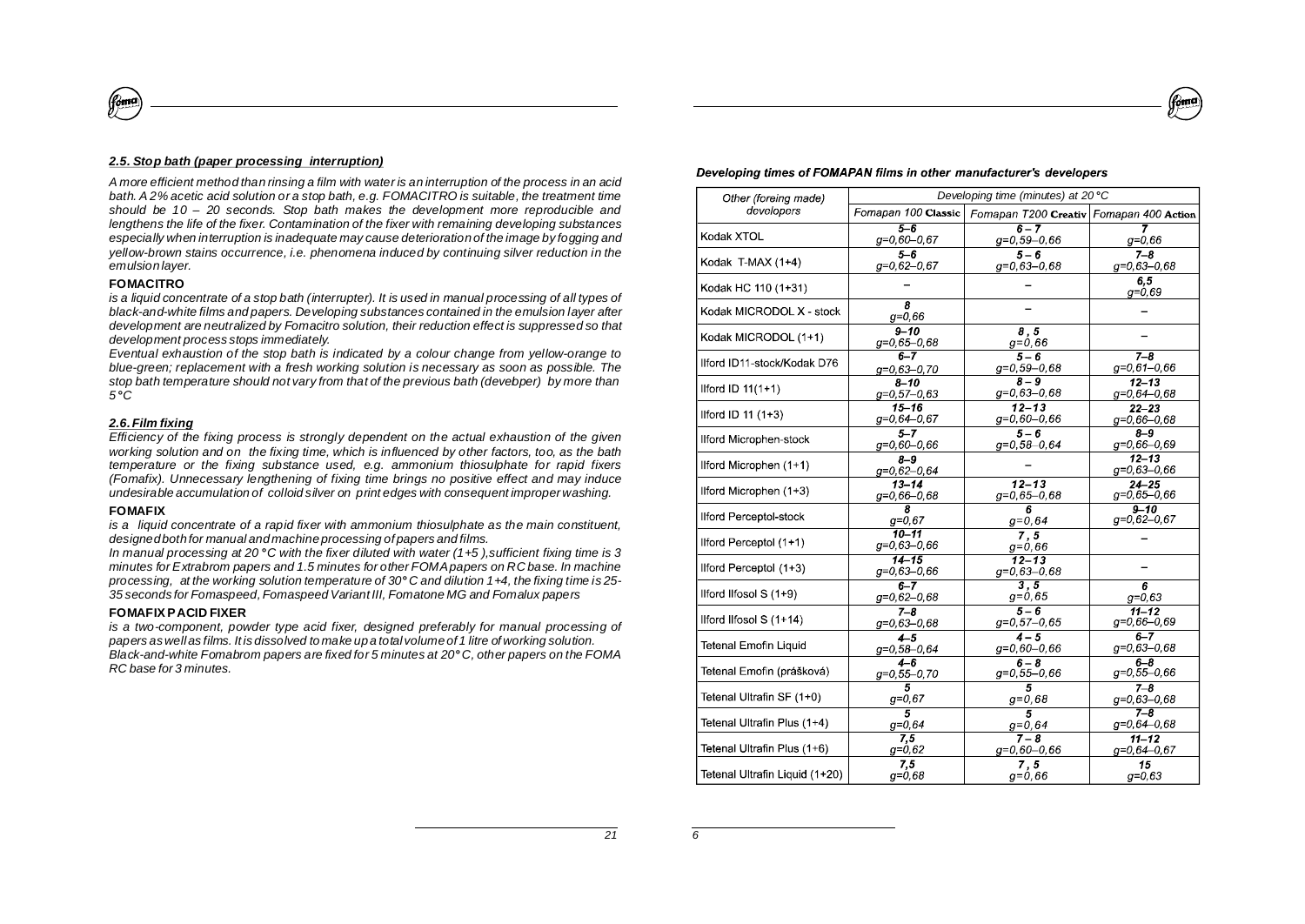## *2.5. Stop bath (paper processing interruption)*

*A more efficient method than rinsing a film with water is an interruption of the process in an acid bath. A 2% acetic acid solution or a stop bath, e.g. FOMACITRO is suitable, the treatment time should be 10 – 20 seconds. Stop bath makes the development more reproducible and lengthens the life of the fixer. Contamination of the fixer with remaining developing substances especially when interruption is inadequate may cause deterioration of the image by fogging and yellow-brown stains occurrence, i.e. phenomena induced by continuing silver reduction in the emulsion layer.*

### FOMACITRO

*is a liquid concentrate of a stop bath (interrupter). It is used in manual processing of all types of black-and-white films and papers. Developing substances contained in the emulsion layer after development are neutralized by Fomacitro solution, their reduction effect is suppressed so that development process stops immediately.*

*Eventual exhaustion of the stop bath is indicated by a colour change from yellow-orange to blue-green; replacement with a fresh working solution is necessary as soon as possible. The stop bath temperature should not vary from that of the previous bath (devebper) by more than 5 °C*

## *2.6. Film fixing*

*Efficiency of the fixing process is strongly dependent on the actual exhaustion of the given working solution and on the fixing time, which is influenced by other factors, too, as the bath temperature or the fixing substance used, e.g. ammonium thiosulphate for rapid fixers (Fomafix). Unnecessary lengthening of fixing time brings no positive effect and may induce undesirable accumulation of colloid silver on print edges with consequent improper washing.*

### FOMAFIX

*is a liquid concentrate of a rapid fixer with ammonium thiosulphate as the main constituent, designed both for manual and machine processing of papers and films.*

*In manual processing at 20 °C with the fixer diluted with water (1+5 ),sufficient fixing time is 3 minutes for Extrabrom papers and 1.5 minutes for other FOMA papers on RC base. In machine processing, at the working solution temperature of 30° C and dilution 1+4, the fixing time is 25-35 seconds for Fomaspeed, Fomaspeed Variant III, Fomatone MG and Fomalux papers*

### FOMAFIX P ACID FIXER

*is a two-component, powder type acid fixer, designed preferably for manual processing of papers as well as films. It is dissolved to make up a total volume of 1 litre of working solution.*

*Black-and-white Fomabrom papers are fixed for 5 minutes at 20° C, other papers on the FOMA RC base for 3 minutes.*

#### *Developing times of FOMAPAN films in other manufacturer's developers*

| Other (foreing made) developers | Developing time (minutes) at 20 °C | | |
|---|---|---|---|
| | Fomapan 100 Classic | Fomapan T200 Creativ | Fomapan 400 Action |
| Kodak XTOL | 5–6 g=0,60–0,67 | 6 – 7 g=0,59–0,66 | 7 g=0,66 |
| Kodak T-MAX (1+4) | 5–6 g=0,62–0,67 | 5 – 6 g=0,63–0,68 | 7–8 g=0,63–0,68 |
| Kodak HC 110 (1+31) | – | – | 6,5 g=0,69 |
| Kodak MICRODOL X - stock | 8 g=0,66 | – | – |
| Kodak MICRODOL (1+1) | 9–10 g=0,65–0,68 | 8 , 5 g=0,66 | – |
| Ilford ID11-stock/Kodak D76 | 6–7 g=0,63–0,70 | 5 – 6 g=0,59–0,68 | 7–8 g=0,61–0,66 |
| Ilford ID 11(1+1) | 8–10 g=0,57–0,63 | 8 – 9 g=0,63–0,68 | 12–13 g=0,64–0,68 |
| Ilford ID 11 (1+3) | 15–16 g=0,64–0,67 | 12 – 13 g=0,60–0,66 | 22–23 g=0,66–0,68 |
| Ilford Microphen-stock | 5–7 g=0,60–0,66 | 5 – 6 g=0,58–0,64 | 8–9 g=0,66–0,69 |
| Ilford Microphen (1+1) | 8–9 g=0,62–0,64 | – | 12–13 g=0,63–0,66 |
| Ilford Microphen (1+3) | 13–14 g=0,66–0,68 | 12 – 13 g=0,65–0,68 | 24–25 g=0,65–0,66 |
| Ilford Perceptol-stock | 8 g=0,67 | 6 g=0,64 | 9–10 g=0,62–0,67 |
| Ilford Perceptol (1+1) | 10–11 g=0,63–0,66 | 7 , 5 g=0,66 | – |
| Ilford Perceptol (1+3) | 14–15 g=0,63–0,66 | 12 – 13 g=0,63–0,68 | – |
| Ilford Ilfosol S (1+9) | 6–7 g=0,62–0,68 | 3 , 5 g=0,65 | 6 g=0,63 |
| Ilford Ilfosol S (1+14) | 7–8 g=0,63–0,68 | 5 – 6 g=0,57–0,65 | 11–12 g=0,66–0,69 |
| Tetenal Emofin Liquid | 4–5 g=0,58–0,64 | 4 – 5 g=0,60–0,66 | 6–7 g=0,63–0,68 |
| Tetenal Emofin (prášková) | 4–6 g=0,55–0,70 | 6 – 8 g=0,55–0,66 | 6–8 g=0,55–0,66 |
| Tetenal Ultrafin SF (1+0) | 5 g=0,67 | 5 g=0,68 | 7–8 g=0,63–0,68 |
| Tetenal Ultrafin Plus (1+4) | 5 g=0,64 | 5 g=0,64 | 7–8 g=0,64–0,68 |
| Tetenal Ultrafin Plus (1+6) | 7,5 g=0,62 | 7 – 8 g=0,60–0,66 | 11–12 g=0,64–0,67 |
| Tetenal Ultrafin Liquid (1+20) | 7,5 g=0,68 | 7 , 5 g=0,66 | 15 g=0,63 |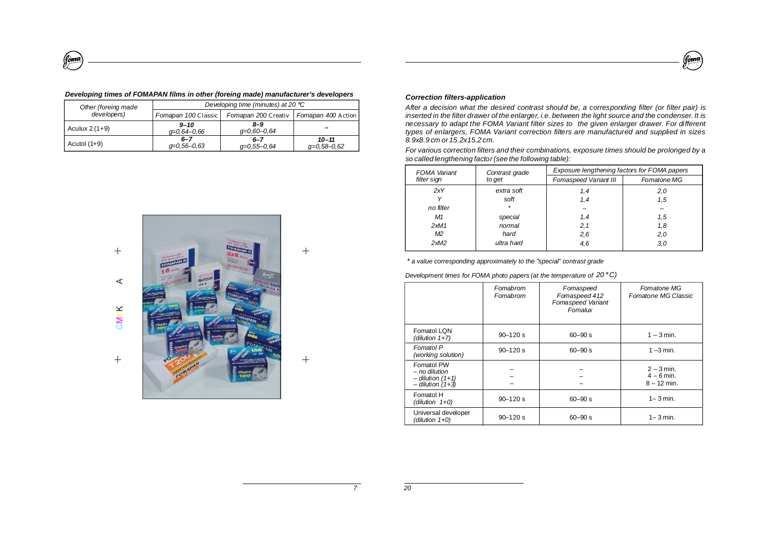***Developing times of FOMAPAN films in other (foreing made) manufacturer's developers***

| Other (foreing made developers) | Developing time (minutes) at 20 °C | | |
|---|---|---|---|
| | Fomapan 100 Classic | Fomapan 200 Creativ | Fomapan 400 Action |
| Aculux 2 (1+9) | **9–10** g=0,64–0,66 | **8–9** g=0,60–0,64 | – |
| Acutol (1+9) | **6–7** g=0,56–0,63 | **6–7** g=0,55–0,64 | **10–11** g=0,58–0,62 |

### *Correction filters-application*

*After a decision what the desired contrast should be, a corresponding filter (or filter pair) is inserted in the filter drawer of the enlarger, i.e. between the light source and the condenser. It is necessary to adapt the FOMA Variant filter sizes to the given enlarger drawer. For different types of enlargers, FOMA Variant correction filters are manufactured and supplied in sizes 8.9x8.9 cm or 15.2x15.2 cm.*

*For various correction filters and their combinations, exposure times should be prolonged by a so called lengthening factor (see the following table):*

| FOMA Variant filter sign | Contrast grade to get | Exposure lengthening factors for FOMA papers | |
|---|---|---|---|
| | | Fomaspeed Variant III | Fomatone MG |
| 2xY | extra soft | 1,4 | 2,0 |
| Y | soft | 1,4 | 1,5 |
| no filter | * | – | – |
| M1 | special | 1,4 | 1,5 |
| 2xM1 | normal | 2,1 | 1,8 |
| M2 | hard | 2,6 | 2,0 |
| 2xM2 | ultra hard | 4,6 | 3,0 |

*\* a value corresponding approximately to the "special" contrast grade*

*Development times for FOMA photo papers (at the temperature of 20 °C)*

| | Fomabrom Fomabrom | Fomaspeed Fomaspeed 412 Fomaspeed Variant Fomalux | Fomatone MG Fomatone MG Classic |
|---|---|---|---|
| Fomatol LQN (dilution 1+7) | 90–120 s | 60–90 s | 1 – 3 min. |
| Fomatol P (working solution) | 90–120 s | 60–90 s | 1 –3 min. |
| Fomatol PW – no dilution – dilution (1+1) – dilution (1+3) | – – – | – – – | 2 – 3 min. 4 – 6 min. 8 – 12 min. |
| Fomatol H (dilution 1+0) | 90–120 s | 60–90 s | 1– 3 min. |
| Universal developer (dilution 1+0) | 90–120 s | 60–90 s | 1– 3 min. |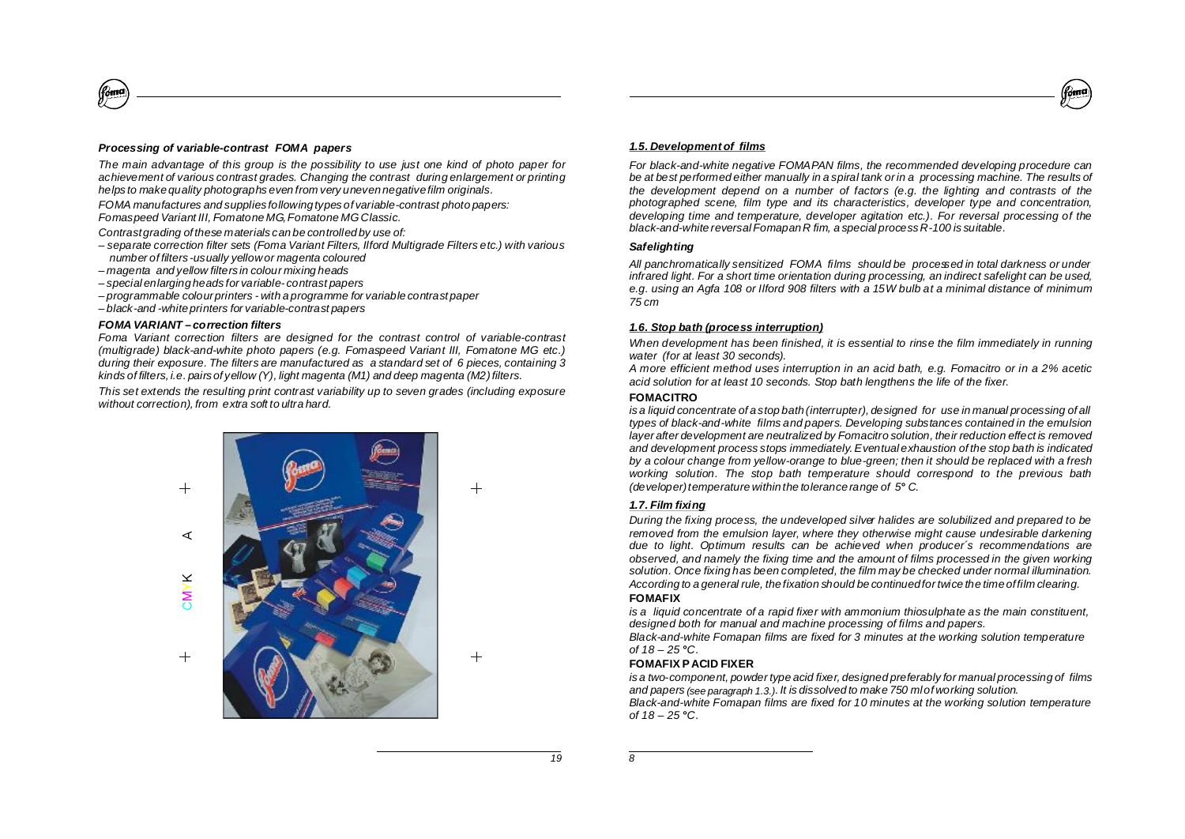### *Processing of variable-contrast FOMA papers*

*The main advantage of this group is the possibility to use just one kind of photo paper for achievement of various contrast grades. Changing the contrast during enlargement or printing helps to make quality photographs even from very uneven negative film originals.*

*FOMA manufactures and supplies following types of variable-contrast photo papers: Fomaspeed Variant III, Fomatone MG, Fomatone MG Classic.*

*Contrast grading of these materials can be controlled by use of:*

- *separate correction filter sets (Foma Variant Filters, Ilford Multigrade Filters etc.) with various number of filters - usually yellow or magenta coloured*
- *magenta and yellow filters in colour mixing heads*
- *special enlarging heads for variable- contrast papers*
- *programmable colour printers - with a programme for variable contrast paper*
- *black-and -white printers for variable-contrast papers*

#### *FOMA VARIANT – correction filters*

*Foma Variant correction filters are designed for the contrast control of variable-contrast (multigrade) black-and-white photo papers (e.g. Fomaspeed Variant III, Fomatone MG etc.) during their exposure. The filters are manufactured as a standard set of 6 pieces, containing 3 kinds of filters, i.e. pairs of yellow (Y), light magenta (M1) and deep magenta (M2) filters.*

*This set extends the resulting print contrast variability up to seven grades (including exposure without correction), from extra soft to ultra hard.*

### *1.5. Development of films*

*For black-and-white negative FOMAPAN films, the recommended developing procedure can be at best performed either manually in a spiral tank or in a processing machine. The results of the development depend on a number of factors (e.g. the lighting and contrasts of the photographed scene, film type and its characteristics, developer type and concentration, developing time and temperature, developer agitation etc.). For reversal processing of the black-and-white reversal Fomapan R fim, a special process R-100 is suitable.*

#### *Safelighting*

*All panchromatically sensitized FOMA films should be processed in total darkness or under infrared light. For a short time orientation during processing, an indirect safelight can be used, e.g. using an Agfa 108 or Ilford 908 filters with a 15W bulb at a minimal distance of minimum 75 cm*

### *1.6. Stop bath (process interruption)*

*When development has been finished, it is essential to rinse the film immediately in running water (for at least 30 seconds).*

*A more efficient method uses interruption in an acid bath, e.g. Fomacitro or in a 2% acetic acid solution for at least 10 seconds. Stop bath lengthens the life of the fixer.*

#### **FOMACITRO**

*is a liquid concentrate of a stop bath (interrupter), designed for use in manual processing of all types of black-and-white films and papers. Developing substances contained in the emulsion layer after development are neutralized by Fomacitro solution, their reduction effect is removed and development process stops immediately. Eventual exhaustion of the stop bath is indicated by a colour change from yellow-orange to blue-green; then it should be replaced with a fresh working solution. The stop bath temperature should correspond to the previous bath (developer) temperature within the tolerance range of 5° C.*

### *1.7. Film fixing*

*During the fixing process, the undeveloped silver halides are solubilized and prepared to be removed from the emulsion layer, where they otherwise might cause undesirable darkening due to light. Optimum results can be achieved when producer´s recommendations are observed, and namely the fixing time and the amount of films processed in the given working solution. Once fixing has been completed, the film may be checked under normal illumination. According to a general rule, the fixation should be continued for twice the time of film clearing.*

#### **FOMAFIX**

*is a liquid concentrate of a rapid fixer with ammonium thiosulphate as the main constituent, designed both for manual and machine processing of films and papers.*

*Black-and-white Fomapan films are fixed for 3 minutes at the working solution temperature of 18 – 25 °C.*

#### **FOMAFIX P ACID FIXER**

*is a two-component, powder type acid fixer, designed preferably for manual processing of films and papers (see paragraph 1.3.). It is dissolved to make 750 ml of working solution.*

*Black-and-white Fomapan films are fixed for 10 minutes at the working solution temperature of 18 – 25 °C.*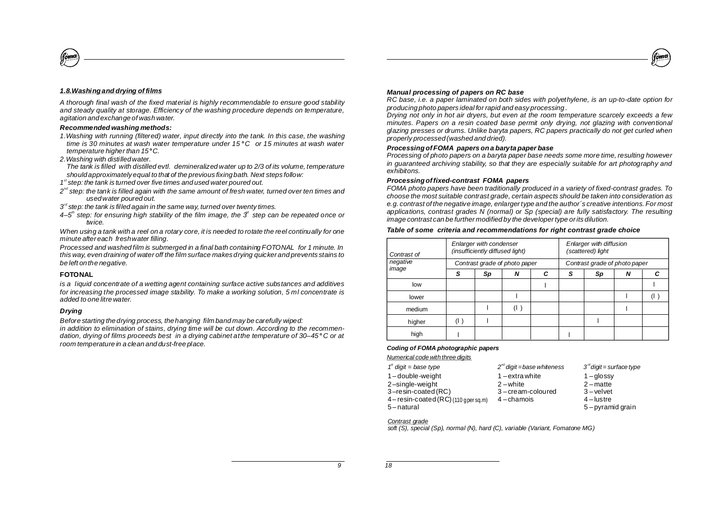### *1.8.Washing and drying of films*

*A thorough final wash of the fixed material is highly recommendable to ensure good stability and steady quality at storage. Efficiency of the washing procedure depends on temperature, agitation and exchange of wash water.*

#### *Recommended washing methods:*

*1.Washing with running (filtered) water, input directly into the tank. In this case, the washing time is 30 minutes at wash water temperature under 15 °C or 15 minutes at wash water temperature higher than 15°C.*

*2.Washing with distilled water.*
*The tank is filled with distilled evtl. demineralized water up to 2/3 of its volume, temperature should approximately equal to that of the previous fixing bath. Next steps follow:*

*1st step: the tank is turned over five times and used water poured out.*

*2nd step: the tank is filled again with the same amount of fresh water, turned over ten times and used water poured out.*

*3rd step: the tank is filled again in the same way, turned over twenty times.*

*4–5th step: for ensuring high stability of the film image, the 3rd step can be repeated once or twice.*

*When using a tank with a reel on a rotary core, it is needed to rotate the reel continually for one minute after each fresh water filling.*

*Processed and washed film is submerged in a final bath containing FOTONAL for 1 minute. In this way, even draining of water off the film surface makes drying quicker and prevents stains to be left on the negative.*

#### FOTONAL

*is a liquid concentrate of a wetting agent containing surface active substances and additives for increasing the processed image stability. To make a working solution, 5 ml concentrate is added to one litre water.*

#### *Drying*

*Before starting the drying process, the hanging film band may be carefully wiped:*
*in addition to elimination of stains, drying time will be cut down. According to the recommendation, drying of films proceeds best in a drying cabinet at the temperature of 30–45 °C or at room temperature in a clean and dust-free place.*

#### *Manual processing of papers on RC base*

*RC base, i.e. a paper laminated on both sides with polyethylene, is an up-to-date option for producing photo papers ideal for rapid and easy processing.*
*Drying not only in hot air dryers, but even at the room temperature scarcely exceeds a few minutes. Papers on a resin coated base permit only drying, not glazing with conventional glazing presses or drums. Unlike baryta papers, RC papers practically do not get curled when properly processed (washed and dried).*

#### *Processing of FOMA papers on a baryta paper base*

*Processing of photo papers on a baryta paper base needs some more time, resulting however in guaranteed archiving stability, so that they are especially suitable for art photography and exhibitons.*

#### *Processing of fixed-contrast FOMA papers*

*FOMA photo papers have been traditionally produced in a variety of fixed-contrast grades. To choose the most suitable contrast grade, certain aspects should be taken into consideration as e.g. contrast of the negative image, enlarger type and the author´s creative intentions. For most applications, contrast grades N (normal) or Sp (special) are fully satisfactory. The resulting image contrast can be further modified by the developer type or its dilution.*

#### *Table of some criteria and recommendations for right contrast grade choice*

| *Contrast of negative image* | *Enlarger with condenser (insufficiently diffused light)* | | | | *Enlarger with diffusion (scattered) light* | | | |
|---|---|---|---|---|---|---|---|---|
| | *Contrast grade of photo paper* | | | | *Contrast grade of photo paper* | | | |
| | ***S*** | ***Sp*** | ***N*** | ***C*** | ***S*** | ***Sp*** | ***N*** | ***C*** |
| low | | | | I | | | | I |
| lower | | | I | | | | I | (I) |
| medium | | I | (I) | | | | I | |
| higher | (I) | I | | | | I | | |
| high | I | | | | I | | | |

#### *Coding of FOMA photographic papers*

*Numerical code with three digits*

| *1st digit = base type* | *2nd digit = base whiteness* | *3rd digit = surface type* |
|---|---|---|
| 1 – double-weight | 1 – extra white | 1 – glossy |
| 2 – single-weight | 2 – white | 2 – matte |
| 3 – resin-coated (RC) | 3 – cream-coloured | 3 – velvet |
| 4 – resin-coated (RC) (110 g per sq.m) | 4 – chamois | 4 – lustre |
| 5 – natural | | 5 – pyramid grain |

*Contrast grade*

*soft (S), special (Sp), normal (N), hard (C), variable (Variant, Fomatone MG)*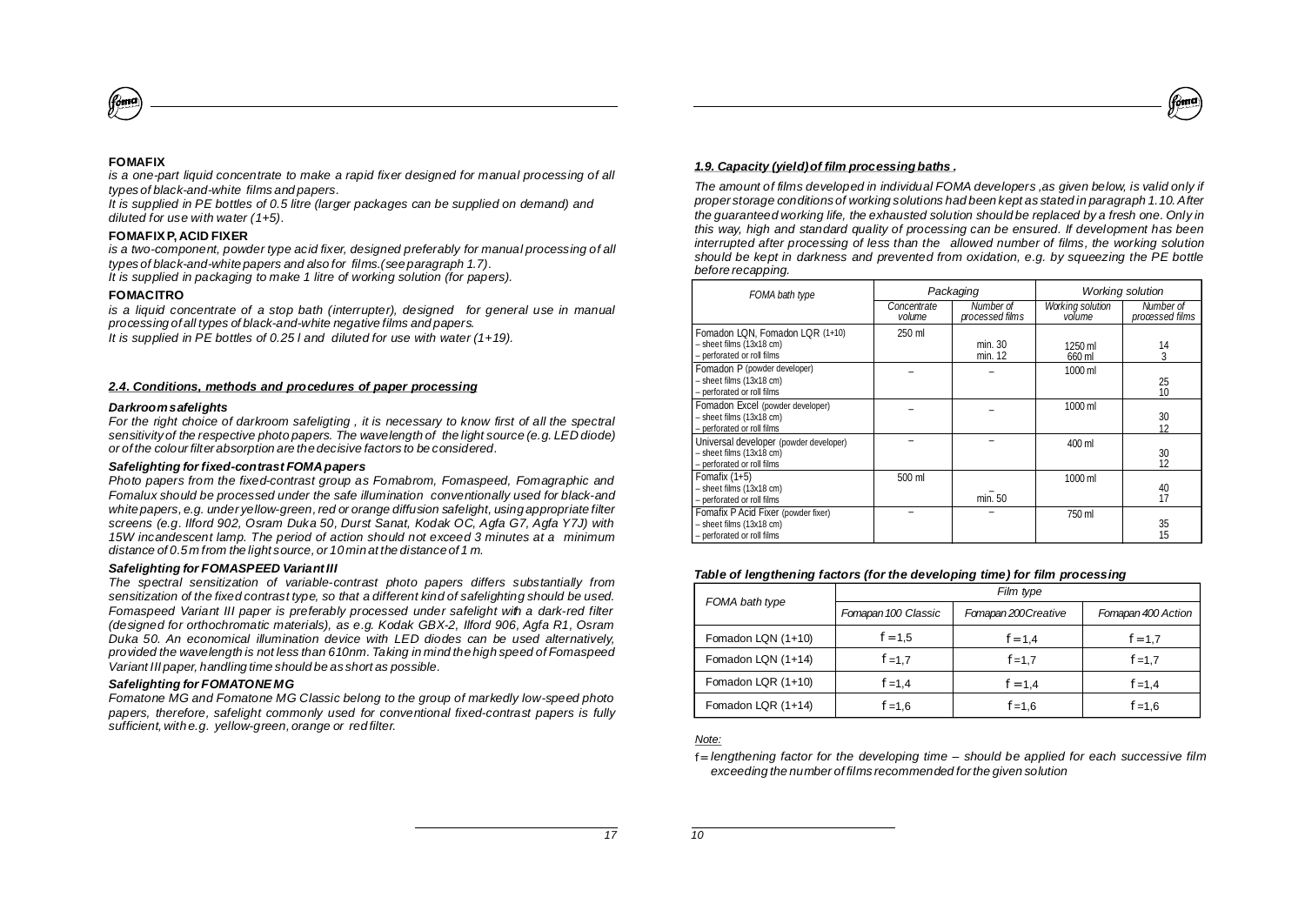**FOMAFIX**

*is a one-part liquid concentrate to make a rapid fixer designed for manual processing of all types of black-and-white films and papers.*

*It is supplied in PE bottles of 0.5 litre (larger packages can be supplied on demand) and diluted for use with water (1+5).*

**FOMAFIX P, ACID FIXER**

*is a two-component, powder type acid fixer, designed preferably for manual processing of all types of black-and-white papers and also for films.(see paragraph 1.7).*

*It is supplied in packaging to make 1 litre of working solution (for papers).*

**FOMACITRO**

*is a liquid concentrate of a stop bath (interrupter), designed for general use in manual processing of all types of black-and-white negative films and papers.*

*It is supplied in PE bottles of 0.25 l and diluted for use with water (1+19).*

## *2.4. Conditions, methods and procedures of paper processing*

### *Darkroom safelights*

*For the right choice of darkroom safeligting , it is necessary to know first of all the spectral sensitivity of the respective photo papers. The wavelength of the light source (e.g. LED diode) or of the colour filter absorption are the decisive factors to be considered.*

### *Safelighting for fixed-contrast FOMA papers*

*Photo papers from the fixed-contrast group as Fomabrom, Fomaspeed, Fomagraphic and Fomalux should be processed under the safe illumination conventionally used for black-and white papers, e.g. under yellow-green, red or orange diffusion safelight, using appropriate filter screens (e.g. Ilford 902, Osram Duka 50, Durst Sanat, Kodak OC, Agfa G7, Agfa Y7J) with 15W incandescent lamp. The period of action should not exceed 3 minutes at a minimum distance of 0.5 m from the light source, or 10 min at the distance of 1 m.*

### *Safelighting for FOMASPEED Variant III*

*The spectral sensitization of variable-contrast photo papers differs substantially from sensitization of the fixed contrast type, so that a different kind of safelighting should be used. Fomaspeed Variant III paper is preferably processed under safelight with a dark-red filter (designed for orthochromatic materials), as e.g. Kodak GBX-2, Ilford 906, Agfa R1, Osram Duka 50. An economical illumination device with LED diodes can be used alternatively, provided the wavelength is not less than 610nm. Taking in mind the high speed of Fomaspeed Variant III paper, handling time should be as short as possible.*

### *Safelighting for FOMATONE MG*

*Fomatone MG and Fomatone MG Classic belong to the group of markedly low-speed photo papers, therefore, safelight commonly used for conventional fixed-contrast papers is fully sufficient, with e.g. yellow-green, orange or red filter.*

## *1.9. Capacity (yield) of film processing baths .*

*The amount of films developed in individual FOMA developers ,as given below, is valid only if proper storage conditions of working solutions had been kept as stated in paragraph 1.10. After the guaranteed working life, the exhausted solution should be replaced by a fresh one. Only in this way, high and standard quality of processing can be ensured. If development has been interrupted after processing of less than the allowed number of films, the working solution should be kept in darkness and prevented from oxidation, e.g. by squeezing the PE bottle before recapping.*

| FOMA bath type | Packaging | | Working solution | |
|---|---|---|---|---|
| | Concentrate volume | Number of processed films | Working solution volume | Number of processed films |
| Fomadon LQN, Fomadon LQR (1+10)<br>– sheet films (13x18 cm)<br>– perforated or roll films | 250 ml | <br>min. 30<br>min. 12 | <br>1250 ml<br>660 ml | <br>14<br>3 |
| Fomadon P (powder developer)<br>– sheet films (13x18 cm)<br>– perforated or roll films | – | – | 1000 ml | <br>25<br>10 |
| Fomadon Excel (powder developer)<br>– sheet films (13x18 cm)<br>– perforated or roll films | – | – | 1000 ml | <br>30<br>12 |
| Universal developer (powder developer)<br>– sheet films (13x18 cm)<br>– perforated or roll films | – | – | 400 ml | <br>30<br>12 |
| Fomafix (1+5)<br>– sheet films (13x18 cm)<br>– perforated or roll films | 500 ml | <br>–<br>min. 50 | 1000 ml | <br>40<br>17 |
| Fomafix P Acid Fixer (powder fixer)<br>– sheet films (13x18 cm)<br>– perforated or roll films | – | – | 750 ml | <br>35<br>15 |

### *Table of lengthening factors (for the developing time) for film processing*

| FOMA bath type | Film type | | |
|---|---|---|---|
| | Fomapan 100 Classic | Fomapan 200 Creative | Fomapan 400 Action |
| Fomadon LQN (1+10) | f = 1,5 | f = 1,4 | f = 1,7 |
| Fomadon LQN (1+14) | f = 1,7 | f = 1,7 | f = 1,7 |
| Fomadon LQR (1+10) | f = 1,4 | f = 1,4 | f = 1,4 |
| Fomadon LQR (1+14) | f = 1,6 | f = 1,6 | f = 1,6 |

*Note:*

f = *lengthening factor for the developing time – should be applied for each successive film exceeding the number of films recommended for the given solution*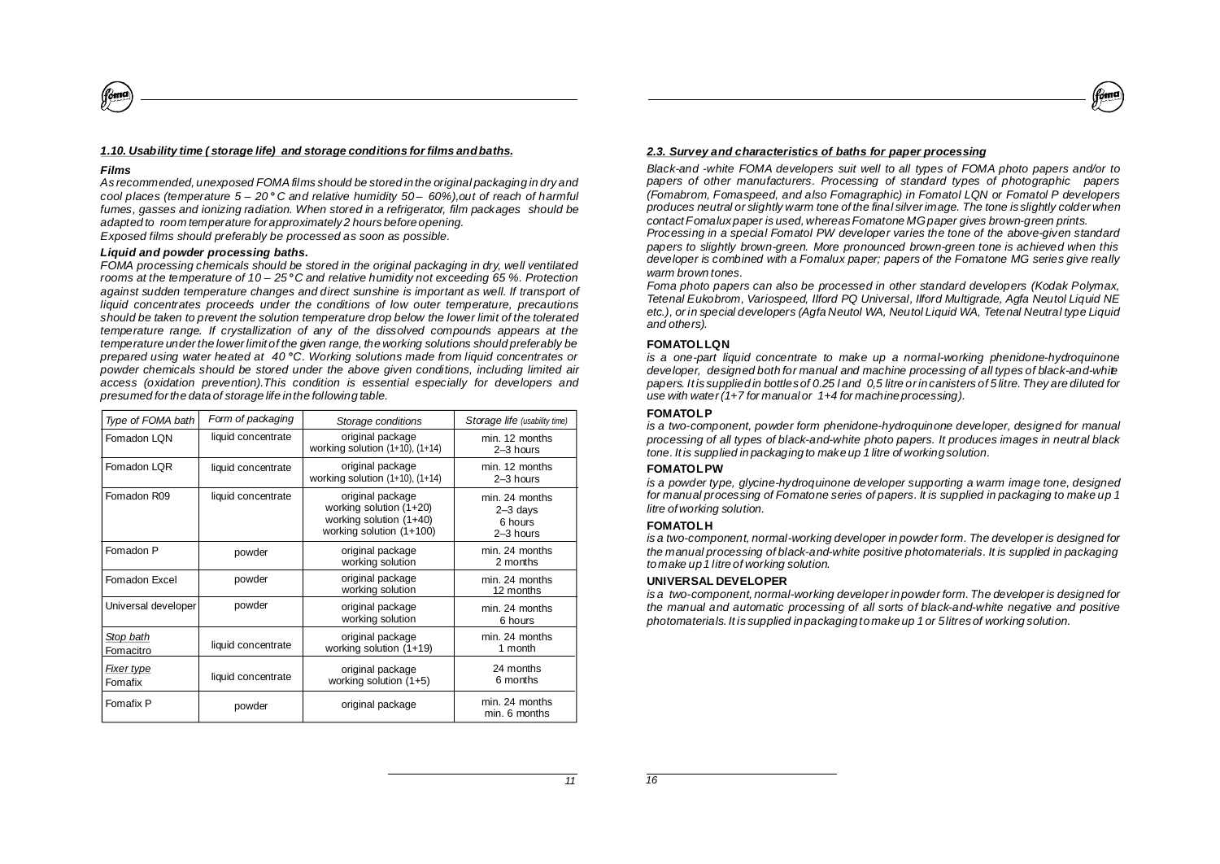### *1.10. Usability time ( storage life) and storage conditions for films and baths.*

#### *Films*

*As recommended, unexposed FOMA films should be stored in the original packaging in dry and cool places (temperature 5 – 20° C and relative humidity 50 – 60%), out of reach of harmful fumes, gasses and ionizing radiation. When stored in a refrigerator, film packages should be adapted to room temperature for approximately 2 hours before opening.*

*Exposed films should preferably be processed as soon as possible.*

#### *Liquid and powder processing baths.*

*FOMA processing chemicals should be stored in the original packaging in dry, well ventilated rooms at the temperature of 10 – 25° C and relative humidity not exceeding 65 %. Protection against sudden temperature changes and direct sunshine is important as well. If transport of liquid concentrates proceeds under the conditions of low outer temperature, precautions should be taken to prevent the solution temperature drop below the lower limit of the tolerated temperature range. If crystallization of any of the dissolved compounds appears at the temperature under the lower limit of the given range, the working solutions should preferably be prepared using water heated at 40 °C. Working solutions made from liquid concentrates or powder chemicals should be stored under the above given conditions, including limited air access (oxidation prevention). This condition is essential especially for developers and presumed for the data of storage life in the following table.*

| *Type of FOMA bath* | *Form of packaging* | *Storage conditions* | *Storage life (usability time)* |
|---|---|---|---|
| Fomadon LQN | liquid concentrate | original package<br>working solution (1+10), (1+14) | min. 12 months<br>2–3 hours |
| Fomadon LQR | liquid concentrate | original package<br>working solution (1+10), (1+14) | min. 12 months<br>2–3 hours |
| Fomadon R09 | liquid concentrate | original package<br>working solution (1+20)<br>working solution (1+40)<br>working solution (1+100) | min. 24 months<br>2–3 days<br>6 hours<br>2–3 hours |
| Fomadon P | powder | original package<br>working solution | min. 24 months<br>2 months |
| Fomadon Excel | powder | original package<br>working solution | min. 24 months<br>12 months |
| Universal developer | powder | original package<br>working solution | min. 24 months<br>6 hours |
| *Stop bath*<br>Fomacitro | liquid concentrate | original package<br>working solution (1+19) | min. 24 months<br>1 month |
| *Fixer type*<br>Fomafix | liquid concentrate | original package<br>working solution (1+5) | 24 months<br>6 months |
| Fomafix P | powder | original package | min. 24 months<br>min. 6 months |

### *2.3. Survey and characteristics of baths for paper processing*

*Black-and -white FOMA developers suit well to all types of FOMA photo papers and/or to papers of other manufacturers. Processing of standard types of photographic papers (Fomabrom, Fomaspeed, and also Fomagraphic) in Fomatol LQN or Fomatol P developers produces neutral or slightly warm tone of the final silver image. The tone is slightly colder when contact Fomalux paper is used, whereas Fomatone MG paper gives brown-green prints.*

*Processing in a special Fomatol PW developer varies the tone of the above-given standard papers to slightly brown-green. More pronounced brown-green tone is achieved when this developer is combined with a Fomalux paper; papers of the Fomatone MG series give really warm brown tones.*

*Foma photo papers can also be processed in other standard developers (Kodak Polymax, Tetenal Eukobrom, Variospeed, Ilford PQ Universal, Ilford Multigrade, Agfa Neutol Liquid NE etc.), or in special developers (Agfa Neutol WA, Neutol Liquid WA, Tetenal Neutral type Liquid and others).*

**FOMATOL LQN**

*is a one-part liquid concentrate to make up a normal-working phenidone-hydroquinone developer, designed both for manual and machine processing of all types of black-and-white papers. It is supplied in bottles of 0.25 l and 0,5 litre or in canisters of 5 litre. They are diluted for use with water (1+7 for manual or 1+4 for machine processing).*

**FOMATOL P**

*is a two-component, powder form phenidone-hydroquinone developer, designed for manual processing of all types of black-and-white photo papers. It produces images in neutral black tone. It is supplied in packaging to make up 1 litre of working solution.*

**FOMATOL PW**

*is a powder type, glycine-hydroquinone developer supporting a warm image tone, designed for manual processing of Fomatone series of papers. It is supplied in packaging to make up 1 litre of working solution.*

**FOMATOL H**

*is a two-component, normal-working developer in powder form. The developer is designed for the manual processing of black-and-white positive photomaterials. It is supplied in packaging to make up 1 litre of working solution.*

**UNIVERSAL DEVELOPER**

*is a two-component, normal-working developer in powder form. The developer is designed for the manual and automatic processing of all sorts of black-and-white negative and positive photomaterials. It is supplied in packaging to make up 1 or 5 litres of working solution.*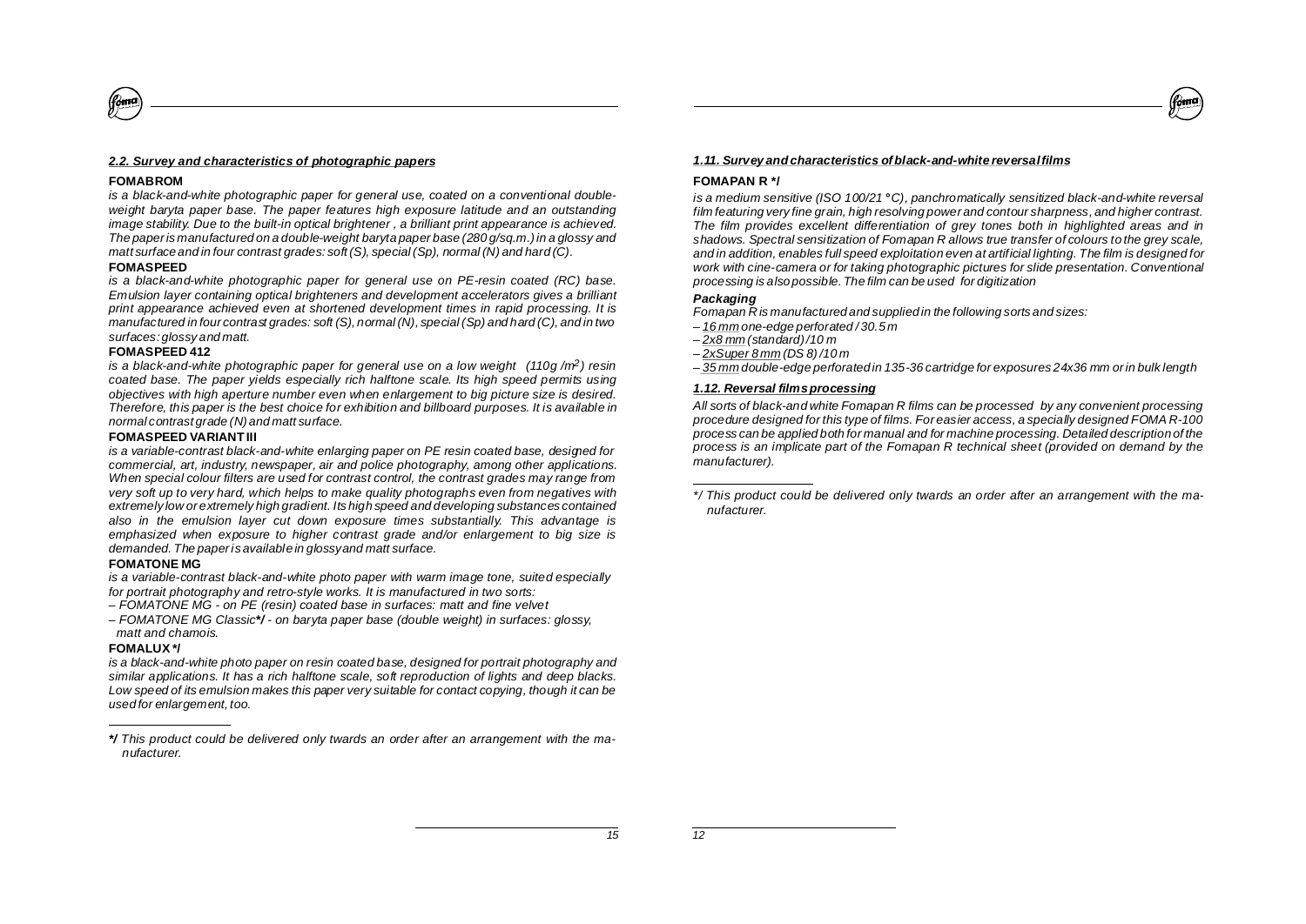### *2.2. Survey and characteristics of photographic papers*

**FOMABROM**

*is a black-and-white photographic paper for general use, coated on a conventional double-weight baryta paper base. The paper features high exposure latitude and an outstanding image stability. Due to the built-in optical brightener , a brilliant print appearance is achieved. The paper is manufactured on a double-weight baryta paper base (280 g/sq.m.) in a glossy and matt surface and in four contrast grades: soft (S), special (Sp), normal (N) and hard (C).*

**FOMASPEED**

*is a black-and-white photographic paper for general use on PE-resin coated (RC) base. Emulsion layer containing optical brighteners and development accelerators gives a brilliant print appearance achieved even at shortened development times in rapid processing. It is manufactured in four contrast grades: soft (S), normal (N), special (Sp) and hard (C), and in two surfaces: glossy and matt.*

**FOMASPEED 412**

*is a black-and-white photographic paper for general use on a low weight (110g /m$^2$) resin coated base. The paper yields especially rich halftone scale. Its high speed permits using objectives with high aperture number even when enlargement to big picture size is desired. Therefore, this paper is the best choice for exhibition and billboard purposes. It is available in normal contrast grade (N) and matt surface.*

**FOMASPEED VARIANT III**

*is a variable-contrast black-and-white enlarging paper on PE resin coated base, designed for commercial, art, industry, newspaper, air and police photography, among other applications. When special colour filters are used for contrast control, the contrast grades may range from very soft up to very hard, which helps to make quality photographs even from negatives with extremely low or extremely high gradient. Its high speed and developing substances contained also in the emulsion layer cut down exposure times substantially. This advantage is emphasized when exposure to higher contrast grade and/or enlargement to big size is demanded. The paper is available in glossy and matt surface.*

**FOMATONE MG**

*is a variable-contrast black-and-white photo paper with warm image tone, suited especially for portrait photography and retro-style works. It is manufactured in two sorts:*

- *FOMATONE MG - on PE (resin) coated base in surfaces: matt and fine velvet*
- *FOMATONE MG Classic**\*/** - on baryta paper base (double weight) in surfaces: glossy, matt and chamois.*

**FOMALUX \*/**

*is a black-and-white photo paper on resin coated base, designed for portrait photography and similar applications. It has a rich halftone scale, soft reproduction of lights and deep blacks. Low speed of its emulsion makes this paper very suitable for contact copying, though it can be used for enlargement, too.*

---

***\*/** This product could be delivered only twards an order after an arrangement with the manufacturer.*

### *1.11. Survey and characteristics of black-and-white reversal films*

**FOMAPAN R \*/**

*is a medium sensitive (ISO 100/21 °C), panchromatically sensitized black-and-white reversal film featuring very fine grain, high resolving power and contour sharpness, and higher contrast. The film provides excellent differentiation of grey tones both in highlighted areas and in shadows. Spectral sensitization of Fomapan R allows true transfer of colours to the grey scale, and in addition, enables full speed exploitation even at artificial lighting. The film is designed for work with cine-camera or for taking photographic pictures for slide presentation. Conventional processing is also possible. The film can be used for digitization*

***Packaging***

*Fomapan R is manufactured and supplied in the following sorts and sizes:*

- *16 mm one-edge perforated / 30.5 m*
- *2x8 mm (standard) /10 m*
- *2xSuper 8 mm (DS 8) /10 m*
- *35 mm double-edge perforated in 135-36 cartridge for exposures 24x36 mm or in bulk length*

### *1.12. Reversal films processing*

*All sorts of black-and white Fomapan R films can be processed by any convenient processing procedure designed for this type of films. For easier access, a specially designed FOMA R-100 process can be applied both for manual and for machine processing. Detailed description of the process is an implicate part of the Fomapan R technical sheet (provided on demand by the manufacturer).*

---

*\*/ This product could be delivered only twards an order after an arrangement with the manufacturer.*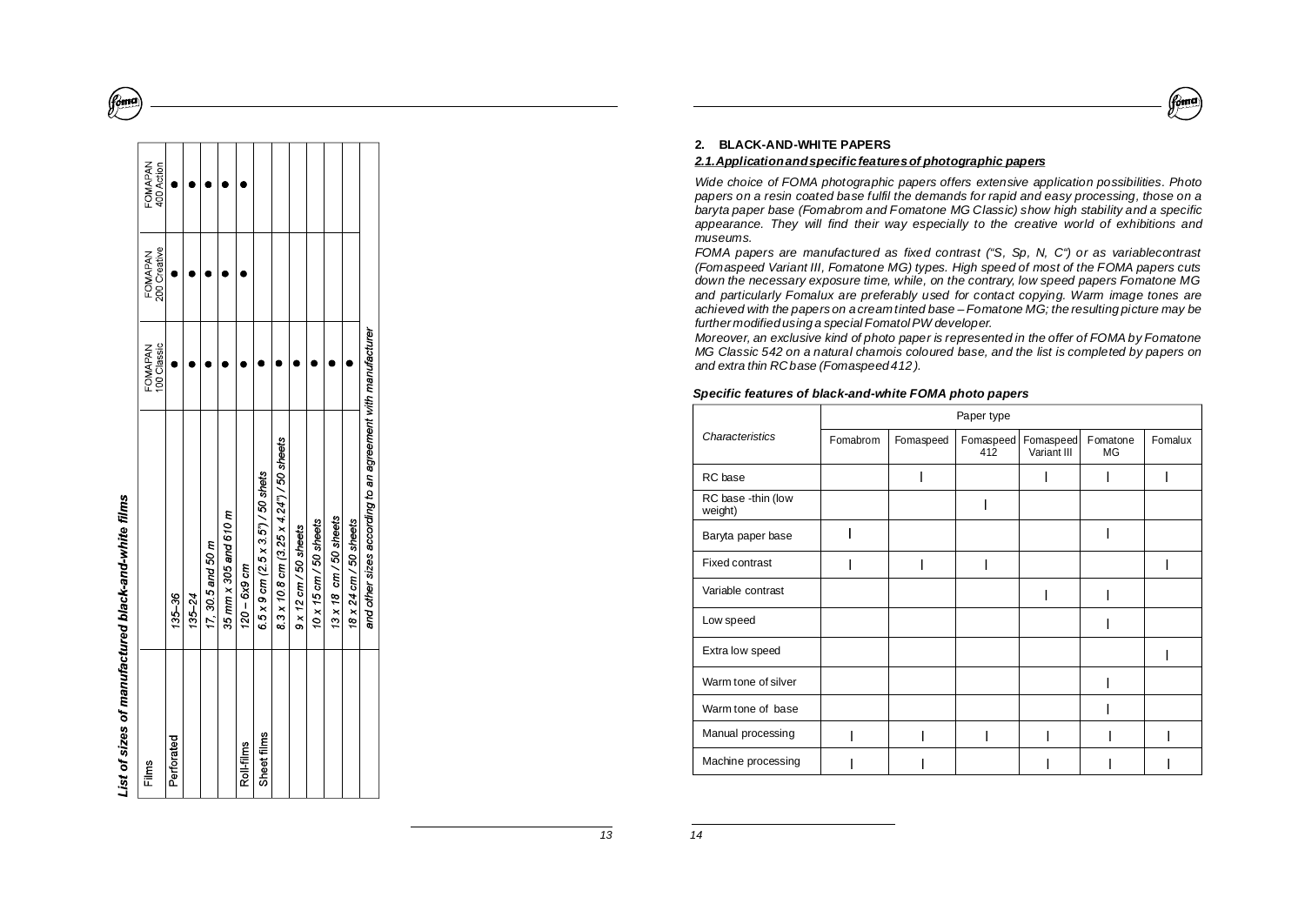## List of sizes of manufactured black-and-white films

| Films | | FOMAPAN 100 Classic | FOMAPAN 200 Creative | FOMAPAN 400 Action |
|---|---|---|---|---|
| Perforated | 135–36 | ● | ● | ● |
| | 135–24 | ● | ● | ● |
| | 17, 30.5 and 50 m | ● | ● | ● |
| | 35 mm x 305 and 610 m | ● | ● | ● |
| Roll-films | 120 – 6x9 cm | ● | ● | ● |
| Sheet films | 6.5 x 9 cm (2.5 x 3.5") / 50 shets | ● | | |
| | 8.3 x 10.8 cm (3.25 x 4.24") / 50 sheets | ● | | |
| | 9 x 12 cm / 50 sheets | ● | | |
| | 10 x 15 cm / 50 sheets | ● | | |
| | 13 x 18 cm / 50 sheets | ● | | |
| | 18 x 24 cm / 50 sheets | ● | | |
| | and other sizes according to an agreement with manufacturer | | | |

## 2. BLACK-AND-WHITE PAPERS

### *2.1. Application and specific features of photographic papers*

*Wide choice of FOMA photographic papers offers extensive application possibilities. Photo papers on a resin coated base fulfil the demands for rapid and easy processing, those on a baryta paper base (Fomabrom and Fomatone MG Classic) show high stability and a specific appearance. They will find their way especially to the creative world of exhibitions and museums.*

*FOMA papers are manufactured as fixed contrast ("S, Sp, N, C") or as variablecontrast (Fomaspeed Variant III, Fomatone MG) types. High speed of most of the FOMA papers cuts down the necessary exposure time, while, on the contrary, low speed papers Fomatone MG and particularly Fomalux are preferably used for contact copying. Warm image tones are achieved with the papers on a cream tinted base – Fomatone MG; the resulting picture may be further modified using a special Fomatol PW developer.*

*Moreover, an exclusive kind of photo paper is represented in the offer of FOMA by Fomatone MG Classic 542 on a natural chamois coloured base, and the list is completed by papers on and extra thin RC base (Fomaspeed 412).*

***Specific features of black-and-white FOMA photo papers***

| *Characteristics* | Paper type | | | | | |
|---|---|---|---|---|---|---|
| | Fomabrom | Fomaspeed | Fomaspeed 412 | Fomaspeed Variant III | Fomatone MG | Fomalux |
| RC base | | I | | I | I | I |
| RC base -thin (low weight) | | | I | | | |
| Baryta paper base | I | | | | I | |
| Fixed contrast | I | I | I | | | I |
| Variable contrast | | | | I | I | |
| Low speed | | | | | I | |
| Extra low speed | | | | | | I |
| Warm tone of silver | | | | | I | |
| Warm tone of base | | | | | I | |
| Manual processing | I | I | I | I | I | I |
| Machine processing | I | I | | I | I | I |